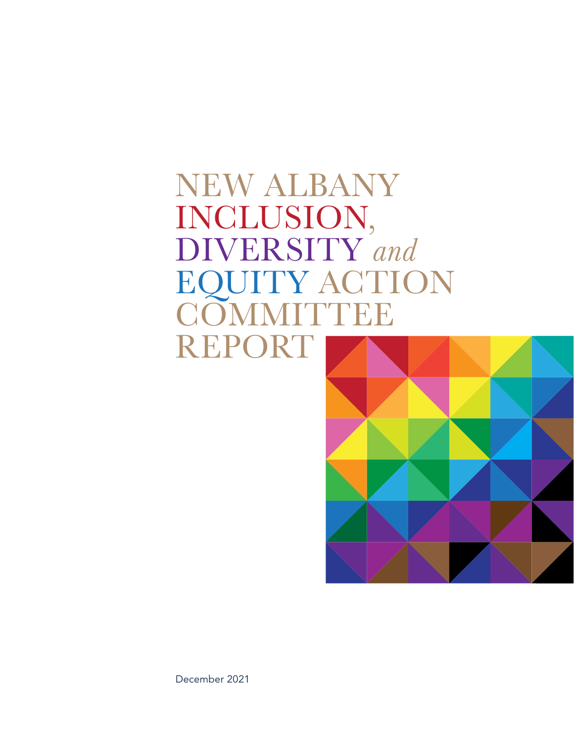# NEW ALBANY INCLUSION, DIVERSITY *and* EQUITY ACTION COMMITTEE REPORT

December 2021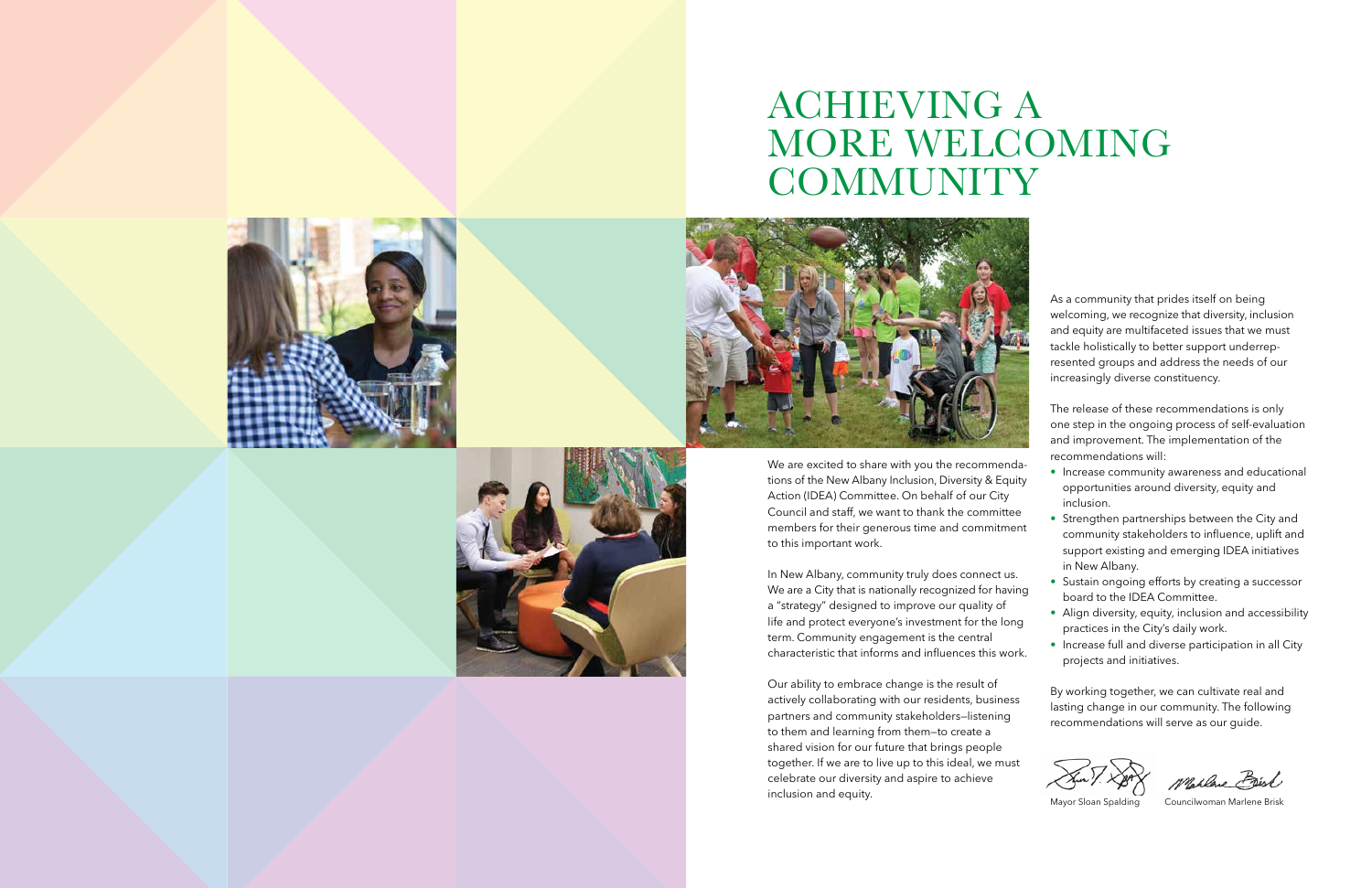# ACHIEVING A MORE WELCOMING COMMUNITY

We are excited to share with you the recommendations of the New Albany Inclusion, Diversity & Equity Action (IDEA) Committee. On behalf of our City Council and staff, we want to thank the committee members for their generous time and commitment to this important work.

In New Albany, community truly does connect us. We are a City that is nationally recognized for having a "strategy" designed to improve our quality of life and protect everyone's investment for the long term. Community engagement is the central characteristic that informs and influences this work.

Our ability to embrace change is the result of actively collaborating with our residents, business partners and community stakeholders—listening to them and learning from them—to create a shared vision for our future that brings people together. If we are to live up to this ideal, we must celebrate our diversity and aspire to achieve inclusion and equity.

As a community that prides itself on being welcoming, we recognize that diversity, inclusion and equity are multifaceted issues that we must tackle holistically to better support underrepresented groups and address the needs of our increasingly diverse constituency.

The release of these recommendations is only one step in the ongoing process of self-evaluation and improvement. The implementation of the recommendations will:

- Increase community awareness and educational opportunities around diversity, equity and inclusion.
- Strengthen partnerships between the City and community stakeholders to influence, uplift and support existing and emerging IDEA initiatives in New Albany.
- Sustain ongoing efforts by creating a successor board to the IDEA Committee.
- Align diversity, equity, inclusion and accessibility practices in the City's daily work.
- Increase full and diverse participation in all City projects and initiatives.

By working together, we can cultivate real and lasting change in our community. The following recommendations will serve as our guide.

Mayor Sloan Spalding

Councilwoman Marlene Brisk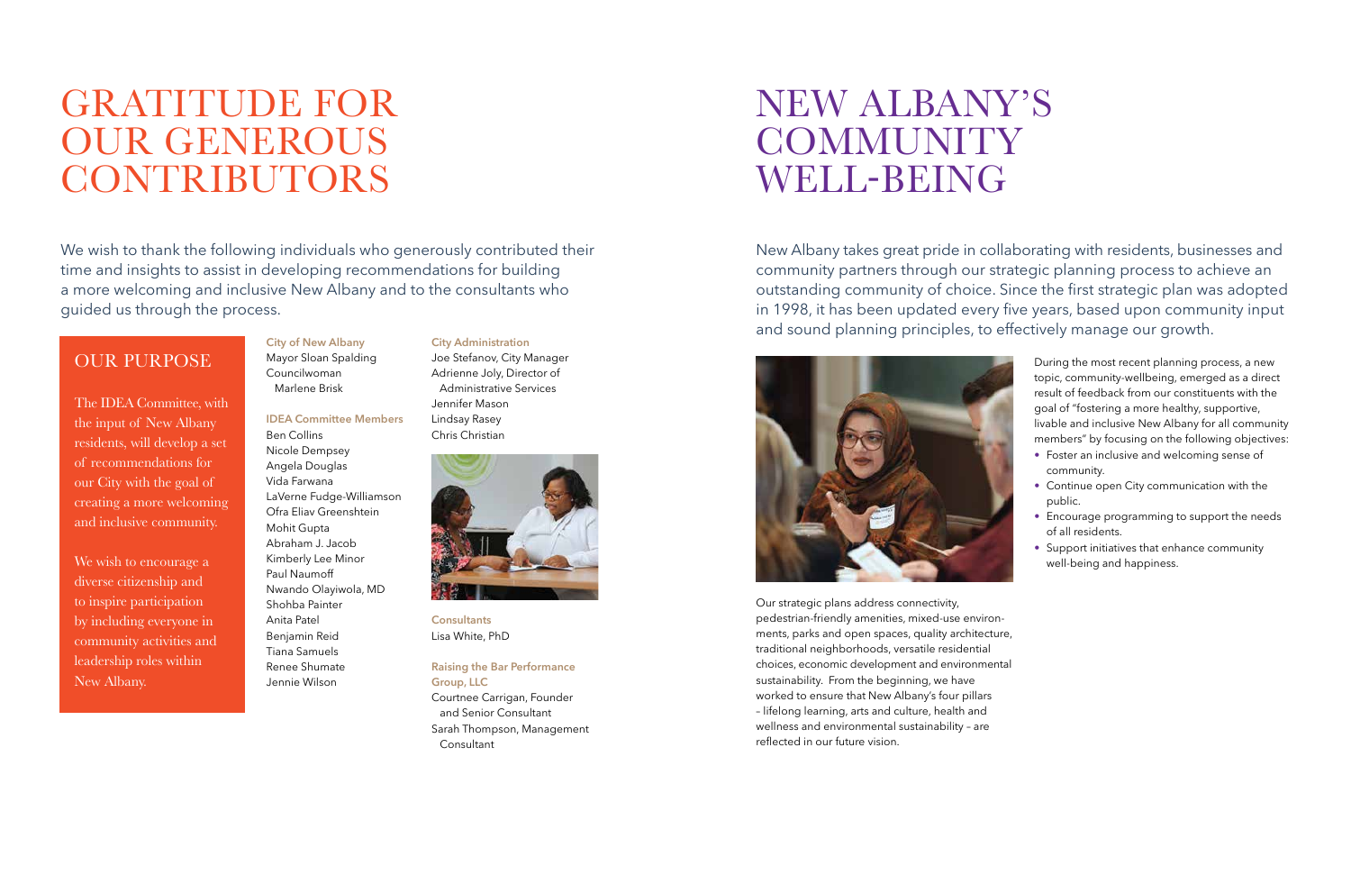# GRATITUDE FOR OUR GENEROUS CONTRIBUTORS

We wish to thank the following individuals who generously contributed their time and insights to assist in developing recommendations for building a more welcoming and inclusive New Albany and to the consultants who guided us through the process.

## OUR PURPOSE

The IDEA Committee, with the input of New Albany residents, will develop a set of recommendations for our City with the goal of creating a more welcoming and inclusive community.

We wish to encourage a diverse citizenship and to inspire participation by including everyone in community activities and leadership roles within New Albany.

**City of New Albany**
Mayor Sloan Spalding
Councilwoman Marlene Brisk

**IDEA Committee Members**
Ben Collins
Nicole Dempsey
Angela Douglas
Vida Farwana
LaVerne Fudge-Williamson
Ofra Eliav Greenshtein
Mohit Gupta
Abraham J. Jacob
Kimberly Lee Minor
Paul Naumoff
Nwando Olayiwola, MD
Shohba Painter
Anita Patel
Benjamin Reid
Tiana Samuels
Renee Shumate
Jennie Wilson

**City Administration**
Joe Stefanov, City Manager
Adrienne Joly, Director of Administrative Services
Jennifer Mason
Lindsay Rasey
Chris Christian

**Consultants**
Lisa White, PhD

**Raising the Bar Performance Group, LLC**
Courtnee Carrigan, Founder and Senior Consultant
Sarah Thompson, Management Consultant

# NEW ALBANY'S COMMUNITY WELL-BEING

New Albany takes great pride in collaborating with residents, businesses and community partners through our strategic planning process to achieve an outstanding community of choice. Since the first strategic plan was adopted in 1998, it has been updated every five years, based upon community input and sound planning principles, to effectively manage our growth.

Our strategic plans address connectivity, pedestrian-friendly amenities, mixed-use environments, parks and open spaces, quality architecture, traditional neighborhoods, versatile residential choices, economic development and environmental sustainability. From the beginning, we have worked to ensure that New Albany's four pillars – lifelong learning, arts and culture, health and wellness and environmental sustainability – are reflected in our future vision.

During the most recent planning process, a new topic, community-wellbeing, emerged as a direct result of feedback from our constituents with the goal of "fostering a more healthy, supportive, livable and inclusive New Albany for all community members" by focusing on the following objectives:

- Foster an inclusive and welcoming sense of community.
- Continue open City communication with the public.
- Encourage programming to support the needs of all residents.
- Support initiatives that enhance community well-being and happiness.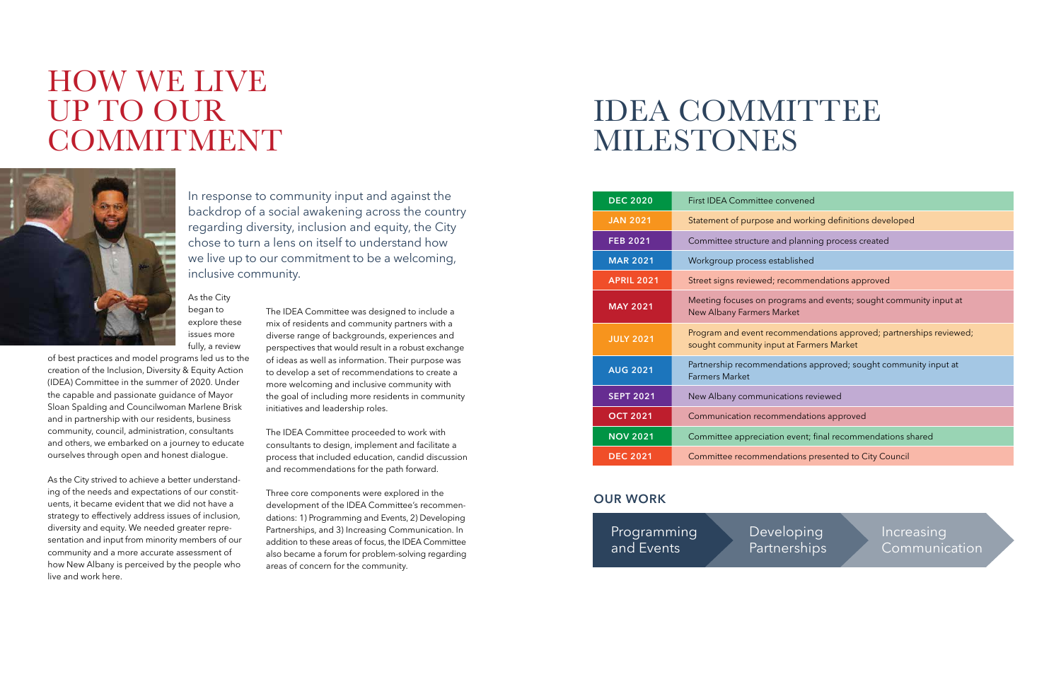# HOW WE LIVE UP TO OUR COMMITMENT

In response to community input and against the backdrop of a social awakening across the country regarding diversity, inclusion and equity, the City chose to turn a lens on itself to understand how we live up to our commitment to be a welcoming, inclusive community.

As the City began to explore these issues more fully, a review of best practices and model programs led us to the creation of the Inclusion, Diversity & Equity Action (IDEA) Committee in the summer of 2020. Under the capable and passionate guidance of Mayor Sloan Spalding and Councilwoman Marlene Brisk and in partnership with our residents, business community, council, administration, consultants and others, we embarked on a journey to educate ourselves through open and honest dialogue.

As the City strived to achieve a better understanding of the needs and expectations of our constituents, it became evident that we did not have a strategy to effectively address issues of inclusion, diversity and equity. We needed greater representation and input from minority members of our community and a more accurate assessment of how New Albany is perceived by the people who live and work here.

The IDEA Committee was designed to include a mix of residents and community partners with a diverse range of backgrounds, experiences and perspectives that would result in a robust exchange of ideas as well as information. Their purpose was to develop a set of recommendations to create a more welcoming and inclusive community with the goal of including more residents in community initiatives and leadership roles.

The IDEA Committee proceeded to work with consultants to design, implement and facilitate a process that included education, candid discussion and recommendations for the path forward.

Three core components were explored in the development of the IDEA Committee's recommendations: 1) Programming and Events, 2) Developing Partnerships, and 3) Increasing Communication. In addition to these areas of focus, the IDEA Committee also became a forum for problem-solving regarding areas of concern for the community.

# IDEA COMMITTEE MILESTONES

| Date | Milestone |
|---|---|
| **DEC 2020** | First IDEA Committee convened |
| **JAN 2021** | Statement of purpose and working definitions developed |
| **FEB 2021** | Committee structure and planning process created |
| **MAR 2021** | Workgroup process established |
| **APRIL 2021** | Street signs reviewed; recommendations approved |
| **MAY 2021** | Meeting focuses on programs and events; sought community input at New Albany Farmers Market |
| **JULY 2021** | Program and event recommendations approved; partnerships reviewed; sought community input at Farmers Market |
| **AUG 2021** | Partnership recommendations approved; sought community input at Farmers Market |
| **SEPT 2021** | New Albany communications reviewed |
| **OCT 2021** | Communication recommendations approved |
| **NOV 2021** | Committee appreciation event; final recommendations shared |
| **DEC 2021** | Committee recommendations presented to City Council |

## OUR WORK

Programming and Events → Developing Partnerships → Increasing Communication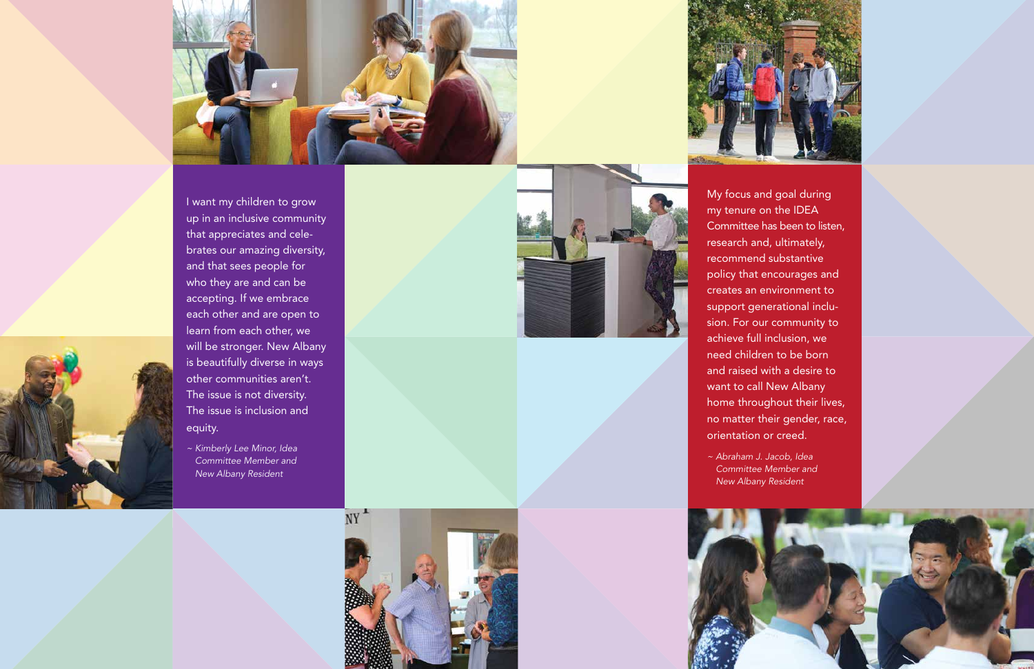I want my children to grow up in an inclusive community that appreciates and celebrates our amazing diversity, and that sees people for who they are and can be accepting. If we embrace each other and are open to learn from each other, we will be stronger. New Albany is beautifully diverse in ways other communities aren't. The issue is not diversity. The issue is inclusion and equity.

*~ Kimberly Lee Minor, Idea Committee Member and New Albany Resident*

My focus and goal during my tenure on the IDEA Committee has been to listen, research and, ultimately, recommend substantive policy that encourages and creates an environment to support generational inclusion. For our community to achieve full inclusion, we need children to be born and raised with a desire to want to call New Albany home throughout their lives, no matter their gender, race, orientation or creed.

*~ Abraham J. Jacob, Idea Committee Member and New Albany Resident*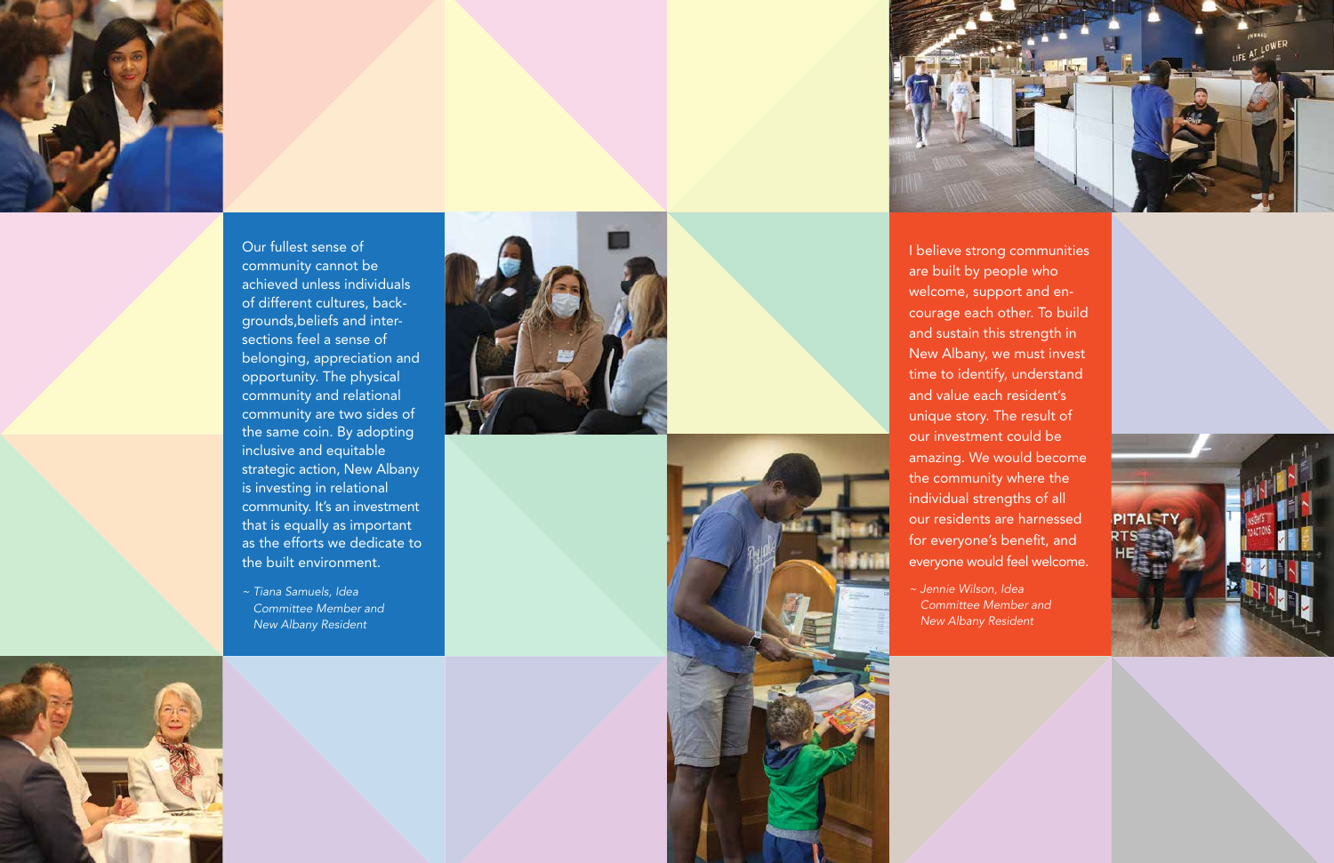Our fullest sense of community cannot be achieved unless individuals of different cultures, backgrounds,beliefs and intersections feel a sense of belonging, appreciation and opportunity. The physical community and relational community are two sides of the same coin. By adopting inclusive and equitable strategic action, New Albany is investing in relational community. It's an investment that is equally as important as the efforts we dedicate to the built environment.

*~ Tiana Samuels, Idea Committee Member and New Albany Resident*

I believe strong communities are built by people who welcome, support and encourage each other. To build and sustain this strength in New Albany, we must invest time to identify, understand and value each resident's unique story. The result of our investment could be amazing. We would become the community where the individual strengths of all our residents are harnessed for everyone's benefit, and everyone would feel welcome.

*~ Jennie Wilson, Idea Committee Member and New Albany Resident*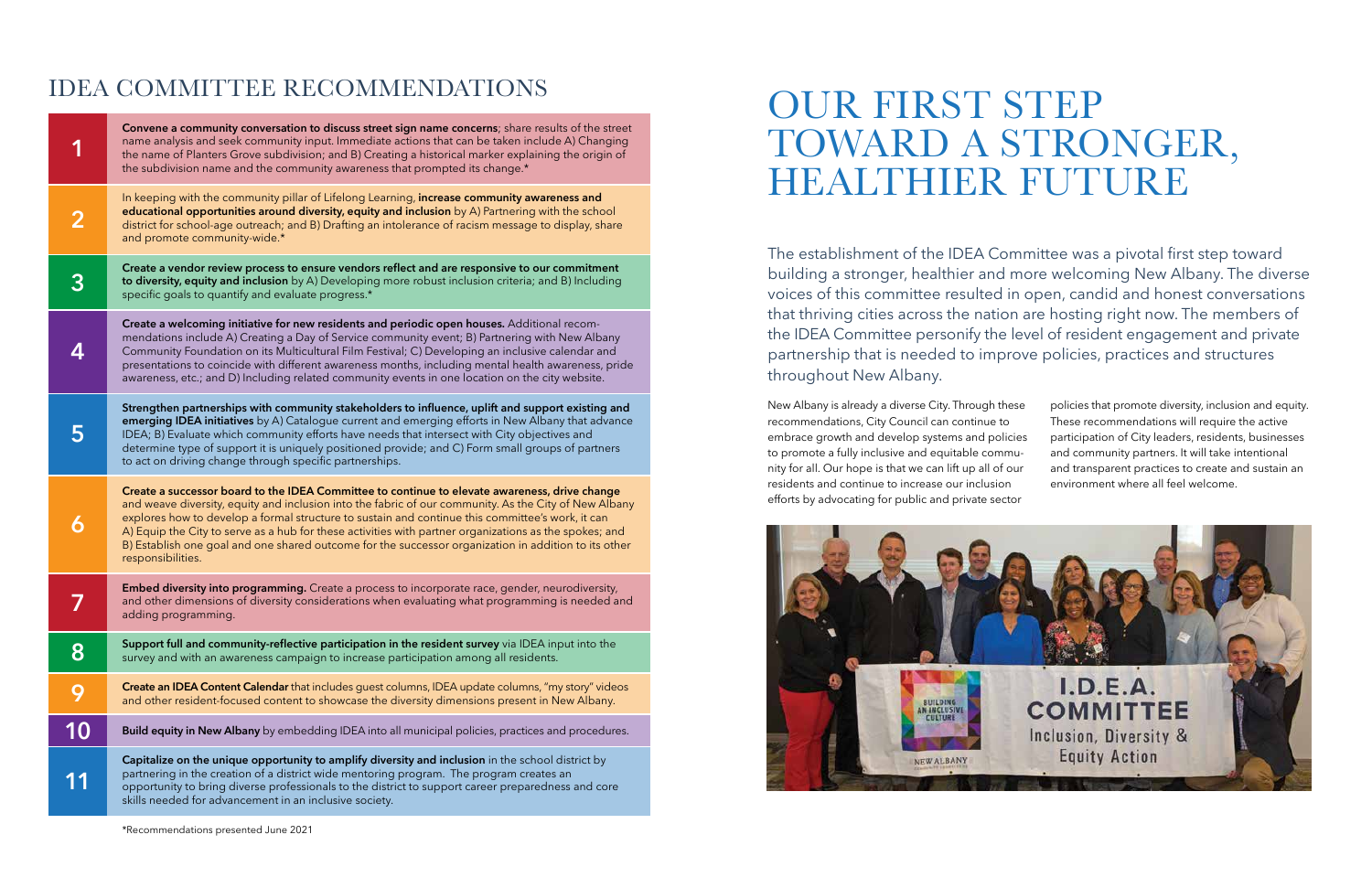## IDEA COMMITTEE RECOMMENDATIONS

| | |
|---|---|
| 1 | **Convene a community conversation to discuss street sign name concerns**; share results of the street name analysis and seek community input. Immediate actions that can be taken include A) Changing the name of Planters Grove subdivision; and B) Creating a historical marker explaining the origin of the subdivision name and the community awareness that prompted its change.* |
| 2 | In keeping with the community pillar of Lifelong Learning, **increase community awareness and educational opportunities around diversity, equity and inclusion** by A) Partnering with the school district for school-age outreach; and B) Drafting an intolerance of racism message to display, share and promote community-wide.* |
| 3 | **Create a vendor review process to ensure vendors reflect and are responsive to our commitment to diversity, equity and inclusion** by A) Developing more robust inclusion criteria; and B) Including specific goals to quantify and evaluate progress.* |
| 4 | **Create a welcoming initiative for new residents and periodic open houses.** Additional recommendations include A) Creating a Day of Service community event; B) Partnering with New Albany Community Foundation on its Multicultural Film Festival; C) Developing an inclusive calendar and presentations to coincide with different awareness months, including mental health awareness, pride awareness, etc.; and D) Including related community events in one location on the city website. |
| 5 | **Strengthen partnerships with community stakeholders to influence, uplift and support existing and emerging IDEA initiatives** by A) Catalogue current and emerging efforts in New Albany that advance IDEA; B) Evaluate which community efforts have needs that intersect with City objectives and determine type of support it is uniquely positioned provide; and C) Form small groups of partners to act on driving change through specific partnerships. |
| 6 | **Create a successor board to the IDEA Committee to continue to elevate awareness, drive change** and weave diversity, equity and inclusion into the fabric of our community. As the City of New Albany explores how to develop a formal structure to sustain and continue this committee's work, it can A) Equip the City to serve as a hub for these activities with partner organizations as the spokes; and B) Establish one goal and one shared outcome for the successor organization in addition to its other responsibilities. |
| 7 | **Embed diversity into programming.** Create a process to incorporate race, gender, neurodiversity, and other dimensions of diversity considerations when evaluating what programming is needed and adding programming. |
| 8 | **Support full and community-reflective participation in the resident survey** via IDEA input into the survey and with an awareness campaign to increase participation among all residents. |
| 9 | **Create an IDEA Content Calendar** that includes guest columns, IDEA update columns, "my story" videos and other resident-focused content to showcase the diversity dimensions present in New Albany. |
| 10 | **Build equity in New Albany** by embedding IDEA into all municipal policies, practices and procedures. |
| 11 | **Capitalize on the unique opportunity to amplify diversity and inclusion** in the school district by partnering in the creation of a district wide mentoring program. The program creates an opportunity to bring diverse professionals to the district to support career preparedness and core skills needed for advancement in an inclusive society. |

*Recommendations presented June 2021

# OUR FIRST STEP TOWARD A STRONGER, HEALTHIER FUTURE

The establishment of the IDEA Committee was a pivotal first step toward building a stronger, healthier and more welcoming New Albany. The diverse voices of this committee resulted in open, candid and honest conversations that thriving cities across the nation are hosting right now. The members of the IDEA Committee personify the level of resident engagement and private partnership that is needed to improve policies, practices and structures throughout New Albany.

New Albany is already a diverse City. Through these recommendations, City Council can continue to embrace growth and develop systems and policies to promote a fully inclusive and equitable community for all. Our hope is that we can lift up all of our residents and continue to increase our inclusion efforts by advocating for public and private sector policies that promote diversity, inclusion and equity. These recommendations will require the active participation of City leaders, residents, businesses and community partners. It will take intentional and transparent practices to create and sustain an environment where all feel welcome.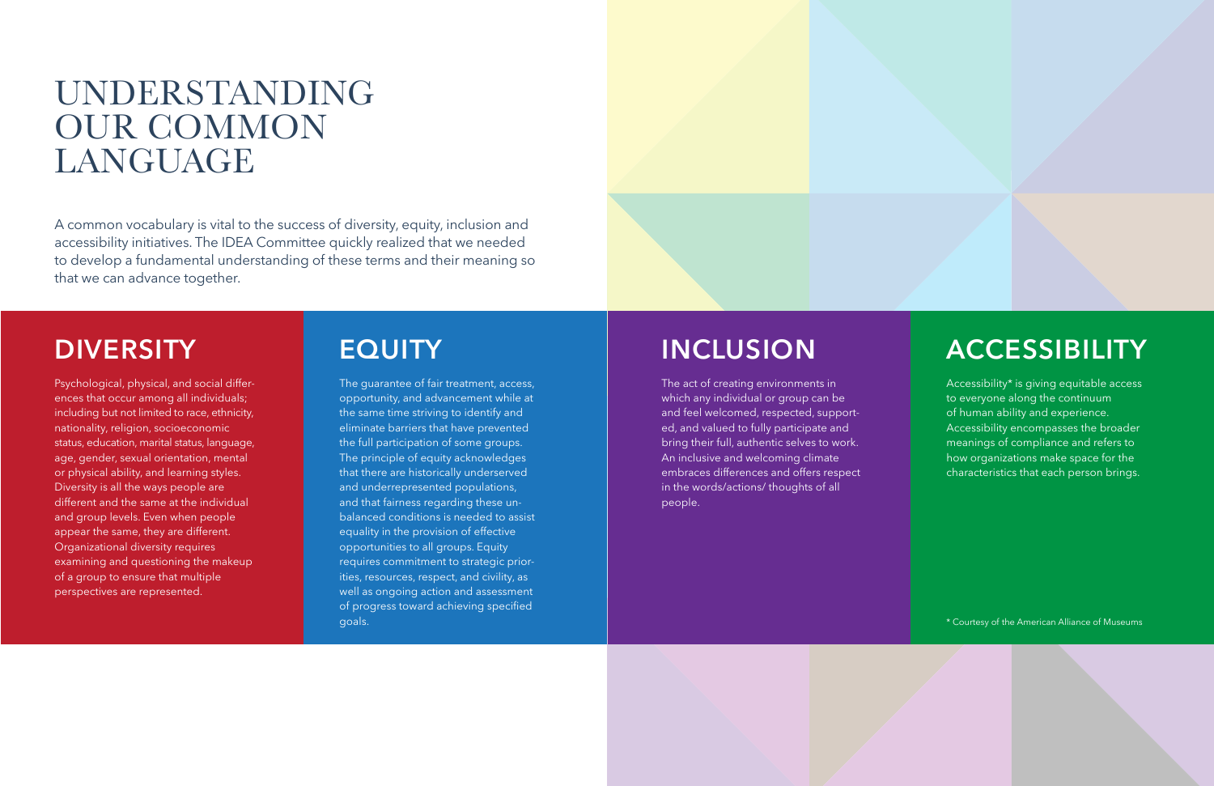# UNDERSTANDING OUR COMMON LANGUAGE

A common vocabulary is vital to the success of diversity, equity, inclusion and accessibility initiatives. The IDEA Committee quickly realized that we needed to develop a fundamental understanding of these terms and their meaning so that we can advance together.

## DIVERSITY

Psychological, physical, and social differences that occur among all individuals; including but not limited to race, ethnicity, nationality, religion, socioeconomic status, education, marital status, language, age, gender, sexual orientation, mental or physical ability, and learning styles. Diversity is all the ways people are different and the same at the individual and group levels. Even when people appear the same, they are different. Organizational diversity requires examining and questioning the makeup of a group to ensure that multiple perspectives are represented.

## EQUITY

The guarantee of fair treatment, access, opportunity, and advancement while at the same time striving to identify and eliminate barriers that have prevented the full participation of some groups. The principle of equity acknowledges that there are historically underserved and underrepresented populations, and that fairness regarding these unbalanced conditions is needed to assist equality in the provision of effective opportunities to all groups. Equity requires commitment to strategic priorities, resources, respect, and civility, as well as ongoing action and assessment of progress toward achieving specified goals.

## INCLUSION

The act of creating environments in which any individual or group can be and feel welcomed, respected, supported, and valued to fully participate and bring their full, authentic selves to work. An inclusive and welcoming climate embraces differences and offers respect in the words/actions/ thoughts of all people.

## ACCESSIBILITY

Accessibility* is giving equitable access to everyone along the continuum of human ability and experience. Accessibility encompasses the broader meanings of compliance and refers to how organizations make space for the characteristics that each person brings.

* Courtesy of the American Alliance of Museums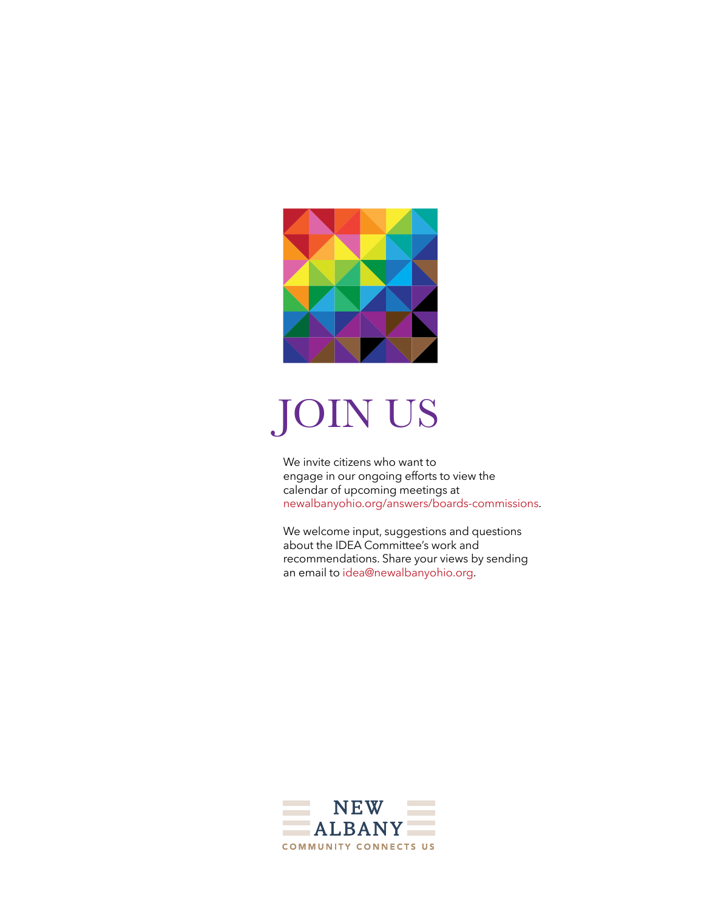# JOIN US

We invite citizens who want to engage in our ongoing efforts to view the calendar of upcoming meetings at newalbanyohio.org/answers/boards-commissions.

We welcome input, suggestions and questions about the IDEA Committee's work and recommendations. Share your views by sending an email to idea@newalbanyohio.org.

NEW ALBANY
COMMUNITY CONNECTS US